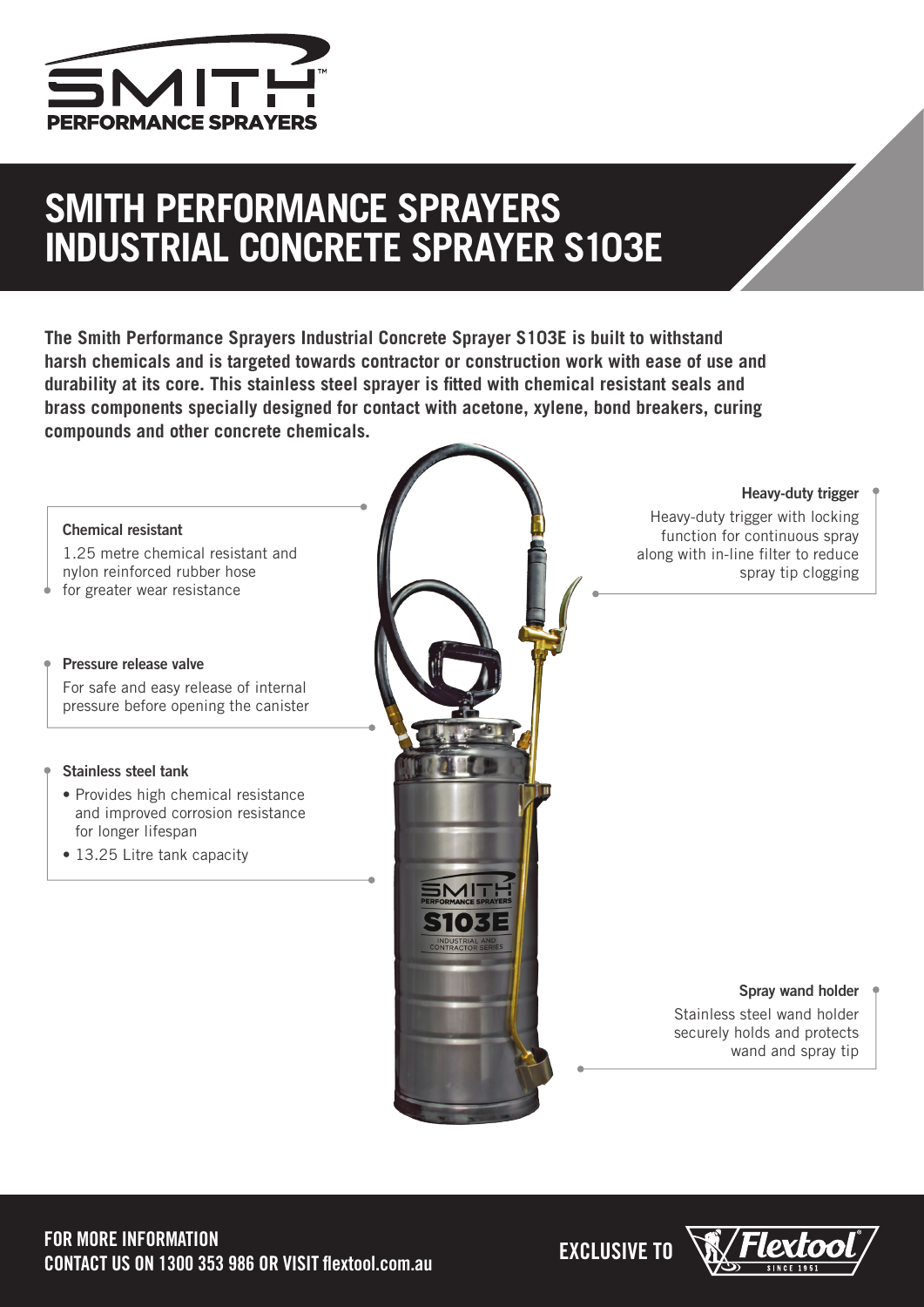# SMITH PERFORMANCE SPRAYERS INDUSTRIAL CONCRETE SPRAYER S103E

**The Smith Performance Sprayers Industrial Concrete Sprayer S103E is built to withstand harsh chemicals and is targeted towards contractor or construction work with ease of use and durability at its core. This stainless steel sprayer is fitted with chemical resistant seals and brass components specially designed for contact with acetone, xylene, bond breakers, curing compounds and other concrete chemicals.**

**Chemical resistant**

1.25 metre chemical resistant and nylon reinforced rubber hose for greater wear resistance

**Pressure release valve**

For safe and easy release of internal pressure before opening the canister

**Stainless steel tank**

- Provides high chemical resistance and improved corrosion resistance for longer lifespan
- 13.25 Litre tank capacity

**Heavy-duty trigger**

Heavy-duty trigger with locking function for continuous spray along with in-line filter to reduce spray tip clogging

**Spray wand holder**

Stainless steel wand holder securely holds and protects wand and spray tip

**FOR MORE INFORMATION**
**CONTACT US ON 1300 353 986 OR VISIT flextool.com.au**

**EXCLUSIVE TO** Flextool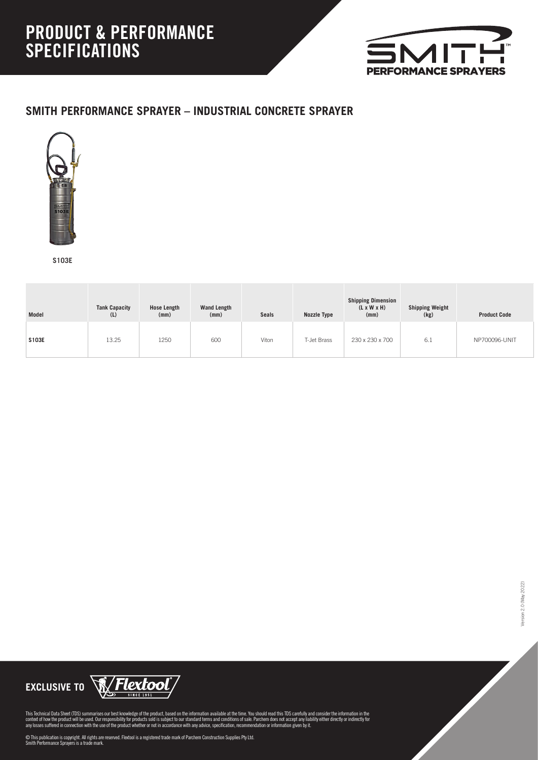# PRODUCT & PERFORMANCE SPECIFICATIONS

SMITH™ PERFORMANCE SPRAYERS

## SMITH PERFORMANCE SPRAYER – INDUSTRIAL CONCRETE SPRAYER

S103E

| Model | Tank Capacity (L) | Hose Length (mm) | Wand Length (mm) | Seals | Nozzle Type | Shipping Dimension (L x W x H) (mm) | Shipping Weight (kg) | Product Code |
|---|---|---|---|---|---|---|---|---|
| **S103E** | 13.25 | 1250 | 600 | Viton | T-Jet Brass | 230 x 230 x 700 | 6.1 | NP700096-UNIT |

Version 2.0 (May 2022)

**EXCLUSIVE TO** Flextool® SINCE 1951

This Technical Data Sheet (TDS) summarises our best knowledge of the product, based on the information available at the time. You should read this TDS carefully and consider the information in the context of how the product will be used. Our responsibility for products sold is subject to our standard terms and conditions of sale. Parchem does not accept any liability either directly or indirectly for any losses suffered in connection with the use of the product whether or not in accordance with any advice, specification, recommendation or information given by it.

© This publication is copyright. All rights are reserved. Flextool is a registered trade mark of Parchem Construction Supplies Pty Ltd.
Smith Performance Sprayers is a trade mark.